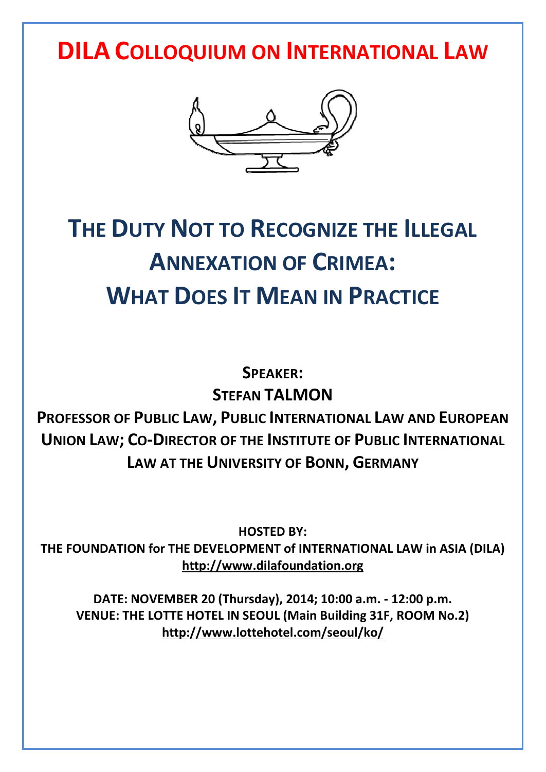# DILA Colloquium on International Law

## The Duty Not to Recognize the Illegal Annexation of Crimea: What Does It Mean in Practice

**SPEAKER:**

**STEFAN TALMON**

**PROFESSOR OF PUBLIC LAW, PUBLIC INTERNATIONAL LAW AND EUROPEAN UNION LAW; CO-DIRECTOR OF THE INSTITUTE OF PUBLIC INTERNATIONAL LAW AT THE UNIVERSITY OF BONN, GERMANY**

**HOSTED BY:**

**THE FOUNDATION for THE DEVELOPMENT of INTERNATIONAL LAW in ASIA (DILA)**

**http://www.dilafoundation.org**

**DATE: NOVEMBER 20 (Thursday), 2014; 10:00 a.m. - 12:00 p.m.**

**VENUE: THE LOTTE HOTEL IN SEOUL (Main Building 31F, ROOM No.2)**

**http://www.lottehotel.com/seoul/ko/**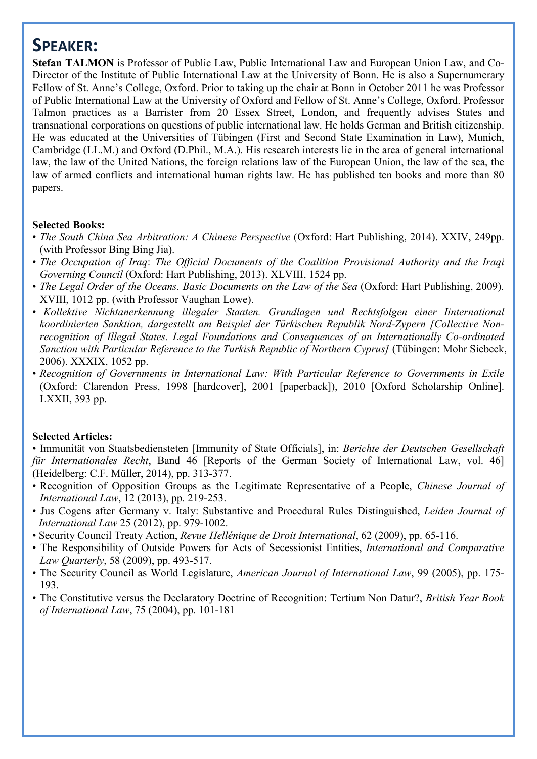## Speaker:

**Stefan TALMON** is Professor of Public Law, Public International Law and European Union Law, and Co-Director of the Institute of Public International Law at the University of Bonn. He is also a Supernumerary Fellow of St. Anne's College, Oxford. Prior to taking up the chair at Bonn in October 2011 he was Professor of Public International Law at the University of Oxford and Fellow of St. Anne's College, Oxford. Professor Talmon practices as a Barrister from 20 Essex Street, London, and frequently advises States and transnational corporations on questions of public international law. He holds German and British citizenship. He was educated at the Universities of Tübingen (First and Second State Examination in Law), Munich, Cambridge (LL.M.) and Oxford (D.Phil., M.A.). His research interests lie in the area of general international law, the law of the United Nations, the foreign relations law of the European Union, the law of the sea, the law of armed conflicts and international human rights law. He has published ten books and more than 80 papers.

**Selected Books:**

- *The South China Sea Arbitration: A Chinese Perspective* (Oxford: Hart Publishing, 2014). XXIV, 249pp. (with Professor Bing Bing Jia).
- *The Occupation of Iraq*: *The Official Documents of the Coalition Provisional Authority and the Iraqi Governing Council* (Oxford: Hart Publishing, 2013). XLVIII, 1524 pp.
- *The Legal Order of the Oceans. Basic Documents on the Law of the Sea* (Oxford: Hart Publishing, 2009). XVIII, 1012 pp. (with Professor Vaughan Lowe).
- *Kollektive Nichtanerkennung illegaler Staaten. Grundlagen und Rechtsfolgen einer Iinternational koordinierten Sanktion, dargestellt am Beispiel der Türkischen Republik Nord-Zypern [Collective Non-recognition of Illegal States. Legal Foundations and Consequences of an Internationally Co-ordinated Sanction with Particular Reference to the Turkish Republic of Northern Cyprus]* (Tübingen: Mohr Siebeck, 2006). XXXIX, 1052 pp.
- *Recognition of Governments in International Law: With Particular Reference to Governments in Exile* (Oxford: Clarendon Press, 1998 [hardcover], 2001 [paperback]), 2010 [Oxford Scholarship Online]. LXXII, 393 pp.

**Selected Articles:**

- Immunität von Staatsbediensteten [Immunity of State Officials], in: *Berichte der Deutschen Gesellschaft für Internationales Recht*, Band 46 [Reports of the German Society of International Law, vol. 46] (Heidelberg: C.F. Müller, 2014), pp. 313-377.
- Recognition of Opposition Groups as the Legitimate Representative of a People, *Chinese Journal of International Law*, 12 (2013), pp. 219-253.
- Jus Cogens after Germany v. Italy: Substantive and Procedural Rules Distinguished, *Leiden Journal of International Law* 25 (2012), pp. 979-1002.
- Security Council Treaty Action, *Revue Hellénique de Droit International*, 62 (2009), pp. 65-116.
- The Responsibility of Outside Powers for Acts of Secessionist Entities, *International and Comparative Law Quarterly*, 58 (2009), pp. 493-517.
- The Security Council as World Legislature, *American Journal of International Law*, 99 (2005), pp. 175-193.
- The Constitutive versus the Declaratory Doctrine of Recognition: Tertium Non Datur?, *British Year Book of International Law*, 75 (2004), pp. 101-181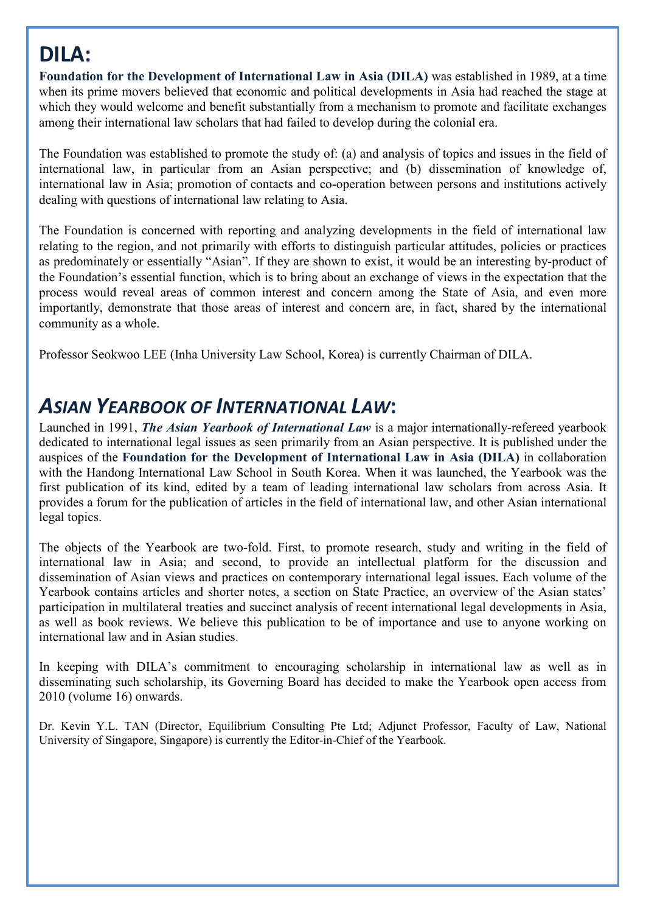# DILA:

**Foundation for the Development of International Law in Asia (DILA)** was established in 1989, at a time when its prime movers believed that economic and political developments in Asia had reached the stage at which they would welcome and benefit substantially from a mechanism to promote and facilitate exchanges among their international law scholars that had failed to develop during the colonial era.

The Foundation was established to promote the study of: (a) and analysis of topics and issues in the field of international law, in particular from an Asian perspective; and (b) dissemination of knowledge of, international law in Asia; promotion of contacts and co-operation between persons and institutions actively dealing with questions of international law relating to Asia.

The Foundation is concerned with reporting and analyzing developments in the field of international law relating to the region, and not primarily with efforts to distinguish particular attitudes, policies or practices as predominately or essentially "Asian". If they are shown to exist, it would be an interesting by-product of the Foundation's essential function, which is to bring about an exchange of views in the expectation that the process would reveal areas of common interest and concern among the State of Asia, and even more importantly, demonstrate that those areas of interest and concern are, in fact, shared by the international community as a whole.

Professor Seokwoo LEE (Inha University Law School, Korea) is currently Chairman of DILA.

# *ASIAN YEARBOOK OF INTERNATIONAL LAW*:

Launched in 1991, ***The Asian Yearbook of International Law*** is a major internationally-refereed yearbook dedicated to international legal issues as seen primarily from an Asian perspective. It is published under the auspices of the **Foundation for the Development of International Law in Asia (DILA)** in collaboration with the Handong International Law School in South Korea. When it was launched, the Yearbook was the first publication of its kind, edited by a team of leading international law scholars from across Asia. It provides a forum for the publication of articles in the field of international law, and other Asian international legal topics.

The objects of the Yearbook are two-fold. First, to promote research, study and writing in the field of international law in Asia; and second, to provide an intellectual platform for the discussion and dissemination of Asian views and practices on contemporary international legal issues. Each volume of the Yearbook contains articles and shorter notes, a section on State Practice, an overview of the Asian states' participation in multilateral treaties and succinct analysis of recent international legal developments in Asia, as well as book reviews. We believe this publication to be of importance and use to anyone working on international law and in Asian studies.

In keeping with DILA's commitment to encouraging scholarship in international law as well as in disseminating such scholarship, its Governing Board has decided to make the Yearbook open access from 2010 (volume 16) onwards.

Dr. Kevin Y.L. TAN (Director, Equilibrium Consulting Pte Ltd; Adjunct Professor, Faculty of Law, National University of Singapore, Singapore) is currently the Editor-in-Chief of the Yearbook.